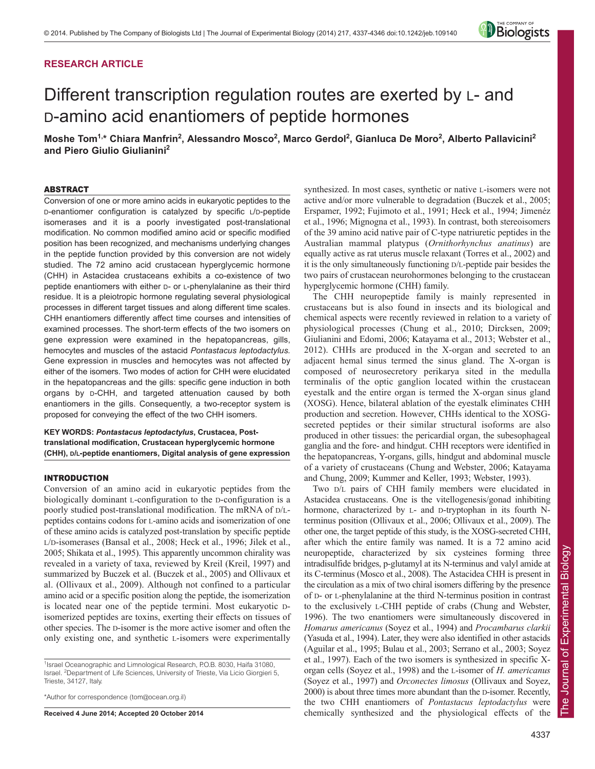RESEARCH ARTICLE

# Different transcription regulation routes are exerted by L- and D-amino acid enantiomers of peptide hormones

**Moshe Tom[1,*] Chiara Manfrin[2], Alessandro Mosco[2], Marco Gerdol[2], Gianluca De Moro[2], Alberto Pallavicini[2] and Piero Giulio Giulianini[2]**

## ABSTRACT

Conversion of one or more amino acids in eukaryotic peptides to the D-enantiomer configuration is catalyzed by specific L/D-peptide isomerases and it is a poorly investigated post-translational modification. No common modified amino acid or specific modified position has been recognized, and mechanisms underlying changes in the peptide function provided by this conversion are not widely studied. The 72 amino acid crustacean hyperglycemic hormone (CHH) in Astacidea crustaceans exhibits a co-existence of two peptide enantiomers with either D- or L-phenylalanine as their third residue. It is a pleiotropic hormone regulating several physiological processes in different target tissues and along different time scales. CHH enantiomers differently affect time courses and intensities of examined processes. The short-term effects of the two isomers on gene expression were examined in the hepatopancreas, gills, hemocytes and muscles of the astacid *Pontastacus leptodactylus.* Gene expression in muscles and hemocytes was not affected by either of the isomers. Two modes of action for CHH were elucidated in the hepatopancreas and the gills: specific gene induction in both organs by D-CHH, and targeted attenuation caused by both enantiomers in the gills. Consequently, a two-receptor system is proposed for conveying the effect of the two CHH isomers.

**KEY WORDS: *Pontastacus leptodactylus*, Crustacea, Post-translational modification, Crustacean hyperglycemic hormone (CHH), D/L-peptide enantiomers, Digital analysis of gene expression**

## INTRODUCTION

Conversion of an amino acid in eukaryotic peptides from the biologically dominant L-configuration to the D-configuration is a poorly studied post-translational modification. The mRNA of D/L-peptides contains codons for L-amino acids and isomerization of one of these amino acids is catalyzed post-translation by specific peptide L/D-isomerases (Bansal et al., 2008; Heck et al., 1996; Jilek et al., 2005; Shikata et al., 1995). This apparently uncommon chirality was revealed in a variety of taxa, reviewed by Kreil (Kreil, 1997) and summarized by Buczek et al. (Buczek et al., 2005) and Ollivaux et al. (Ollivaux et al., 2009). Although not confined to a particular amino acid or a specific position along the peptide, the isomerization is located near one of the peptide termini. Most eukaryotic D-isomerized peptides are toxins, exerting their effects on tissues of other species. The D-isomer is the more active isomer and often the only existing one, and synthetic L-isomers were experimentally synthesized. In most cases, synthetic or native L-isomers were not active and/or more vulnerable to degradation (Buczek et al., 2005; Erspamer, 1992; Fujimoto et al., 1991; Heck et al., 1994; Jimenéz et al., 1996; Mignogna et al., 1993). In contrast, both stereoisomers of the 39 amino acid native pair of C-type natriuretic peptides in the Australian mammal platypus (*Ornithorhynchus anatinus*) are equally active as rat uterus muscle relaxant (Torres et al., 2002) and it is the only simultaneously functioning D/L-peptide pair besides the two pairs of crustacean neurohormones belonging to the crustacean hyperglycemic hormone (CHH) family.

The CHH neuropeptide family is mainly represented in crustaceans but is also found in insects and its biological and chemical aspects were recently reviewed in relation to a variety of physiological processes (Chung et al., 2010; Dircksen, 2009; Giulianini and Edomi, 2006; Katayama et al., 2013; Webster et al., 2012). CHHs are produced in the X-organ and secreted to an adjacent hemal sinus termed the sinus gland. The X-organ is composed of neurosecretory perikarya sited in the medulla terminalis of the optic ganglion located within the crustacean eyestalk and the entire organ is termed the X-organ sinus gland (XOSG). Hence, bilateral ablation of the eyestalk eliminates CHH production and secretion. However, CHHs identical to the XOSG-secreted peptides or their similar structural isoforms are also produced in other tissues: the pericardial organ, the subesophageal ganglia and the fore- and hindgut. CHH receptors were identified in the hepatopancreas, Y-organs, gills, hindgut and abdominal muscle of a variety of crustaceans (Chung and Webster, 2006; Katayama and Chung, 2009; Kummer and Keller, 1993; Webster, 1993).

Two D/L pairs of CHH family members were elucidated in Astacidea crustaceans. One is the vitellogenesis/gonad inhibiting hormone, characterized by L- and D-tryptophan in its fourth N-terminus position (Ollivaux et al., 2006; Ollivaux et al., 2009). The other one, the target peptide of this study, is the XOSG-secreted CHH, after which the entire family was named. It is a 72 amino acid neuropeptide, characterized by six cysteines forming three intradisulfide bridges, p-glutamyl at its N-terminus and valyl amide at its C-terminus (Mosco et al., 2008). The Astacidea CHH is present in the circulation as a mix of two chiral isomers differing by the presence of D- or L-phenylalanine at the third N-terminus position in contrast to the exclusively L-CHH peptide of crabs (Chung and Webster, 1996). The two enantiomers were simultaneously discovered in *Homarus americanus* (Soyez et al., 1994) and *Procambarus clarkii* (Yasuda et al., 1994). Later, they were also identified in other astacids (Aguilar et al., 1995; Bulau et al., 2003; Serrano et al., 2003; Soyez et al., 1997). Each of the two isomers is synthesized in specific X-organ cells (Soyez et al., 1998) and the L-isomer of *H. americanus* (Soyez et al., 1997) and *Orconectes limosus* (Ollivaux and Soyez, 2000) is about three times more abundant than the D-isomer. Recently, the two CHH enantiomers of *Pontastacus leptodactylus* were chemically synthesized and the physiological effects of the

[1]Israel Oceanographic and Limnological Research, P.O.B. 8030, Haifa 31080, Israel. [2]Department of Life Sciences, University of Trieste, Via Licio Giorgieri 5, Trieste, 34127, Italy.

*Author for correspondence (tom@ocean.org.il)

**Received 4 June 2014; Accepted 20 October 2014**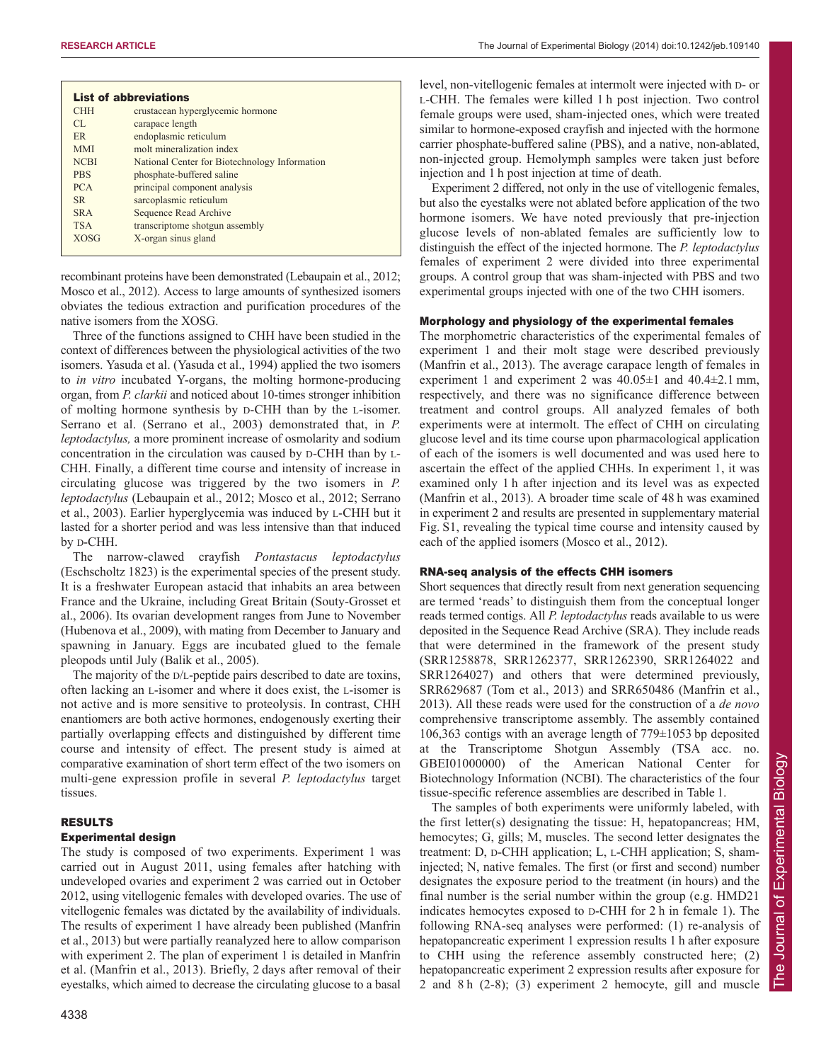| List of abbreviations | |
|---|---|
| CHH | crustacean hyperglycemic hormone |
| CL | carapace length |
| ER | endoplasmic reticulum |
| MMI | molt mineralization index |
| NCBI | National Center for Biotechnology Information |
| PBS | phosphate-buffered saline |
| PCA | principal component analysis |
| SR | sarcoplasmic reticulum |
| SRA | Sequence Read Archive |
| TSA | transcriptome shotgun assembly |
| XOSG | X-organ sinus gland |

recombinant proteins have been demonstrated (Lebaupain et al., 2012; Mosco et al., 2012). Access to large amounts of synthesized isomers obviates the tedious extraction and purification procedures of the native isomers from the XOSG.

Three of the functions assigned to CHH have been studied in the context of differences between the physiological activities of the two isomers. Yasuda et al. (Yasuda et al., 1994) applied the two isomers to *in vitro* incubated Y-organs, the molting hormone-producing organ, from *P. clarkii* and noticed about 10-times stronger inhibition of molting hormone synthesis by D-CHH than by the L-isomer. Serrano et al. (Serrano et al., 2003) demonstrated that, in *P. leptodactylus,* a more prominent increase of osmolarity and sodium concentration in the circulation was caused by D-CHH than by L-CHH. Finally, a different time course and intensity of increase in circulating glucose was triggered by the two isomers in *P. leptodactylus* (Lebaupain et al., 2012; Mosco et al., 2012; Serrano et al., 2003). Earlier hyperglycemia was induced by L-CHH but it lasted for a shorter period and was less intensive than that induced by D-CHH.

The narrow-clawed crayfish *Pontastacus leptodactylus* (Eschscholtz 1823) is the experimental species of the present study. It is a freshwater European astacid that inhabits an area between France and the Ukraine, including Great Britain (Souty-Grosset et al., 2006). Its ovarian development ranges from June to November (Hubenova et al., 2009), with mating from December to January and spawning in January. Eggs are incubated glued to the female pleopods until July (Balik et al., 2005).

The majority of the D/L-peptide pairs described to date are toxins, often lacking an L-isomer and where it does exist, the L-isomer is not active and is more sensitive to proteolysis. In contrast, CHH enantiomers are both active hormones, endogenously exerting their partially overlapping effects and distinguished by different time course and intensity of effect. The present study is aimed at comparative examination of short term effect of the two isomers on multi-gene expression profile in several *P. leptodactylus* target tissues.

## RESULTS

### Experimental design

The study is composed of two experiments. Experiment 1 was carried out in August 2011, using females after hatching with undeveloped ovaries and experiment 2 was carried out in October 2012, using vitellogenic females with developed ovaries. The use of vitellogenic females was dictated by the availability of individuals. The results of experiment 1 have already been published (Manfrin et al., 2013) but were partially reanalyzed here to allow comparison with experiment 2. The plan of experiment 1 is detailed in Manfrin et al. (Manfrin et al., 2013). Briefly, 2 days after removal of their eyestalks, which aimed to decrease the circulating glucose to a basal level, non-vitellogenic females at intermolt were injected with D- or L-CHH. The females were killed 1 h post injection. Two control female groups were used, sham-injected ones, which were treated similar to hormone-exposed crayfish and injected with the hormone carrier phosphate-buffered saline (PBS), and a native, non-ablated, non-injected group. Hemolymph samples were taken just before injection and 1 h post injection at time of death.

Experiment 2 differed, not only in the use of vitellogenic females, but also the eyestalks were not ablated before application of the two hormone isomers. We have noted previously that pre-injection glucose levels of non-ablated females are sufficiently low to distinguish the effect of the injected hormone. The *P. leptodactylus* females of experiment 2 were divided into three experimental groups. A control group that was sham-injected with PBS and two experimental groups injected with one of the two CHH isomers.

### Morphology and physiology of the experimental females

The morphometric characteristics of the experimental females of experiment 1 and their molt stage were described previously (Manfrin et al., 2013). The average carapace length of females in experiment 1 and experiment 2 was 40.05±1 and 40.4±2.1 mm, respectively, and there was no significance difference between treatment and control groups. All analyzed females of both experiments were at intermolt. The effect of CHH on circulating glucose level and its time course upon pharmacological application of each of the isomers is well documented and was used here to ascertain the effect of the applied CHHs. In experiment 1, it was examined only 1 h after injection and its level was as expected (Manfrin et al., 2013). A broader time scale of 48 h was examined in experiment 2 and results are presented in supplementary material Fig. S1, revealing the typical time course and intensity caused by each of the applied isomers (Mosco et al., 2012).

### RNA-seq analysis of the effects CHH isomers

Short sequences that directly result from next generation sequencing are termed 'reads' to distinguish them from the conceptual longer reads termed contigs. All *P. leptodactylus* reads available to us were deposited in the Sequence Read Archive (SRA). They include reads that were determined in the framework of the present study (SRR1258878, SRR1262377, SRR1262390, SRR1264022 and SRR1264027) and others that were determined previously, SRR629687 (Tom et al., 2013) and SRR650486 (Manfrin et al., 2013). All these reads were used for the construction of a *de novo* comprehensive transcriptome assembly. The assembly contained 106,363 contigs with an average length of 779±1053 bp deposited at the Transcriptome Shotgun Assembly (TSA acc. no. GBEI01000000) of the American National Center for Biotechnology Information (NCBI). The characteristics of the four tissue-specific reference assemblies are described in Table 1.

The samples of both experiments were uniformly labeled, with the first letter(s) designating the tissue: H, hepatopancreas; HM, hemocytes; G, gills; M, muscles. The second letter designates the treatment: D, D-CHH application; L, L-CHH application; S, sham-injected; N, native females. The first (or first and second) number designates the exposure period to the treatment (in hours) and the final number is the serial number within the group (e.g. HMD21 indicates hemocytes exposed to D-CHH for 2 h in female 1). The following RNA-seq analyses were performed: (1) re-analysis of hepatopancreatic experiment 1 expression results 1 h after exposure to CHH using the reference assembly constructed here; (2) hepatopancreatic experiment 2 expression results after exposure for 2 and 8 h (2-8); (3) experiment 2 hemocyte, gill and muscle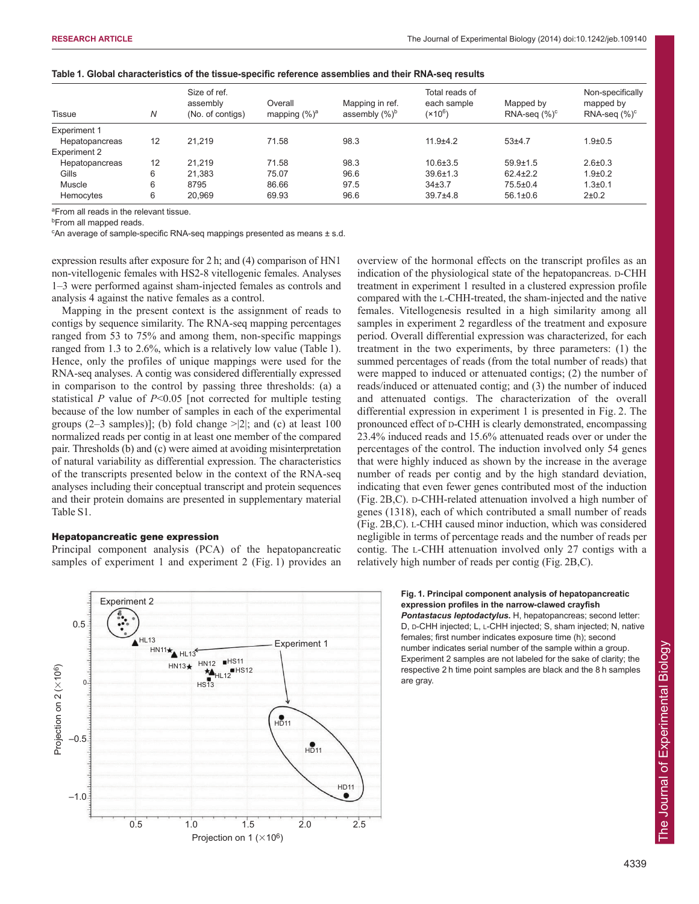**Table 1. Global characteristics of the tissue-specific reference assemblies and their RNA-seq results**

| Tissue | *N* | Size of ref. assembly (No. of contigs) | Overall mapping (%)[a] | Mapping in ref. assembly (%)[b] | Total reads of each sample ($\times10^6$) | Mapped by RNA-seq (%)[c] | Non-specifically mapped by RNA-seq (%)[c] |
|---|---|---|---|---|---|---|---|
| Experiment 1 | | | | | | | |
| Hepatopancreas | 12 | 21,219 | 71.58 | 98.3 | 11.9±4.2 | 53±4.7 | 1.9±0.5 |
| Experiment 2 | | | | | | | |
| Hepatopancreas | 12 | 21,219 | 71.58 | 98.3 | 10.6±3.5 | 59.9±1.5 | 2.6±0.3 |
| Gills | 6 | 21,383 | 75.07 | 96.6 | 39.6±1.3 | 62.4±2.2 | 1.9±0.2 |
| Muscle | 6 | 8795 | 86.66 | 97.5 | 34±3.7 | 75.5±0.4 | 1.3±0.1 |
| Hemocytes | 6 | 20,969 | 69.93 | 96.6 | 39.7±4.8 | 56.1±0.6 | 2±0.2 |

[a]From all reads in the relevant tissue.
[b]From all mapped reads.
[c]An average of sample-specific RNA-seq mappings presented as means ± s.d.

expression results after exposure for 2 h; and (4) comparison of HN1 non-vitellogenic females with HS2-8 vitellogenic females. Analyses 1–3 were performed against sham-injected females as controls and analysis 4 against the native females as a control.

Mapping in the present context is the assignment of reads to contigs by sequence similarity. The RNA-seq mapping percentages ranged from 53 to 75% and among them, non-specific mappings ranged from 1.3 to 2.6%, which is a relatively low value (Table 1). Hence, only the profiles of unique mappings were used for the RNA-seq analyses. A contig was considered differentially expressed in comparison to the control by passing three thresholds: (a) a statistical *P* value of $P<0.05$ [not corrected for multiple testing because of the low number of samples in each of the experimental groups (2–3 samples)]; (b) fold change $>|2|$; and (c) at least 100 normalized reads per contig in at least one member of the compared pair. Thresholds (b) and (c) were aimed at avoiding misinterpretation of natural variability as differential expression. The characteristics of the transcripts presented below in the context of the RNA-seq analyses including their conceptual transcript and protein sequences and their protein domains are presented in supplementary material Table S1.

### Hepatopancreatic gene expression

Principal component analysis (PCA) of the hepatopancreatic samples of experiment 1 and experiment 2 (Fig. 1) provides an overview of the hormonal effects on the transcript profiles as an indication of the physiological state of the hepatopancreas. D-CHH treatment in experiment 1 resulted in a clustered expression profile compared with the L-CHH-treated, the sham-injected and the native females. Vitellogenesis resulted in a high similarity among all samples in experiment 2 regardless of the treatment and exposure period. Overall differential expression was characterized, for each treatment in the two experiments, by three parameters: (1) the summed percentages of reads (from the total number of reads) that were mapped to induced or attenuated contigs; (2) the number of reads/induced or attenuated contig; and (3) the number of induced and attenuated contigs. The characterization of the overall differential expression in experiment 1 is presented in Fig. 2. The pronounced effect of D-CHH is clearly demonstrated, encompassing 23.4% induced reads and 15.6% attenuated reads over or under the percentages of the control. The induction involved only 54 genes that were highly induced as shown by the increase in the average number of reads per contig and by the high standard deviation, indicating that even fewer genes contributed most of the induction (Fig. 2B,C). D-CHH-related attenuation involved a high number of genes (1318), each of which contributed a small number of reads (Fig. 2B,C). L-CHH caused minor induction, which was considered negligible in terms of percentage reads and the number of reads per contig. The L-CHH attenuation involved only 27 contigs with a relatively high number of reads per contig (Fig. 2B,C).

**Fig. 1. Principal component analysis of hepatopancreatic expression profiles in the narrow-clawed crayfish *Pontastacus leptodactylus*.** H, hepatopancreas; second letter: D, D-CHH injected; L, L-CHH injected; S, sham injected; N, native females; first number indicates exposure time (h); second number indicates serial number of the sample within a group. Experiment 2 samples are not labeled for the sake of clarity; the respective 2 h time point samples are black and the 8 h samples are gray.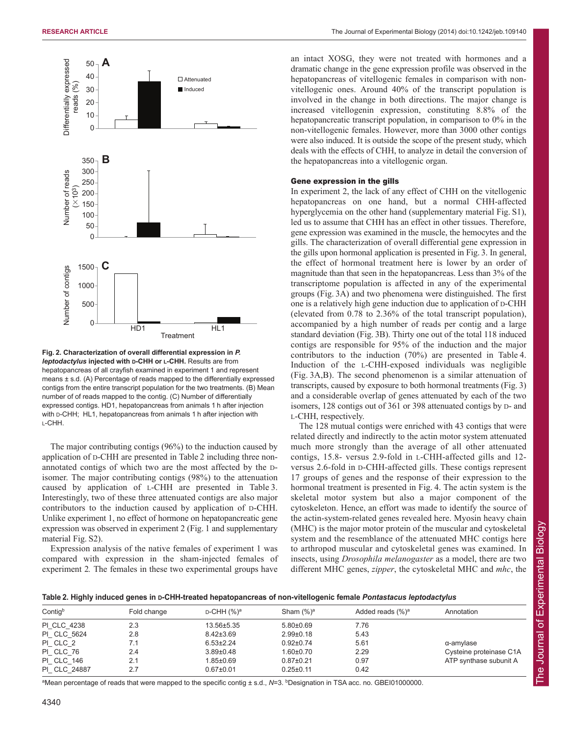Fig. 2. Characterization of overall differential expression in *P. leptodactylus* injected with D-CHH or L-CHH. Results are from hepatopancreas of all crayfish examined in experiment 1 and represent means ± s.d. (A) Percentage of reads mapped to the differentially expressed contigs from the entire transcript population for the two treatments. (B) Mean number of of reads mapped to the contig. (C) Number of differentially expressed contigs. HD1, hepatopancreas from animals 1 h after injection with D-CHH; HL1, hepatopancreas from animals 1 h after injection with L-CHH.

The major contributing contigs (96%) to the induction caused by application of D-CHH are presented in Table 2 including three non-annotated contigs of which two are the most affected by the D-isomer. The major contributing contigs (98%) to the attenuation caused by application of L-CHH are presented in Table 3. Interestingly, two of these three attenuated contigs are also major contributors to the induction caused by application of D-CHH. Unlike experiment 1, no effect of hormone on hepatopancreatic gene expression was observed in experiment 2 (Fig. 1 and supplementary material Fig. S2).

Expression analysis of the native females of experiment 1 was compared with expression in the sham-injected females of experiment 2. The females in these two experimental groups have an intact XOSG, they were not treated with hormones and a dramatic change in the gene expression profile was observed in the hepatopancreas of vitellogenic females in comparison with non-vitellogenic ones. Around 40% of the transcript population is involved in the change in both directions. The major change is increased vitellogenin expression, constituting 8.8% of the hepatopancreatic transcript population, in comparison to 0% in the non-vitellogenic females. However, more than 3000 other contigs were also induced. It is outside the scope of the present study, which deals with the effects of CHH, to analyze in detail the conversion of the hepatopancreas into a vitellogenic organ.

### Gene expression in the gills

In experiment 2, the lack of any effect of CHH on the vitellogenic hepatopancreas on one hand, but a normal CHH-affected hyperglycemia on the other hand (supplementary material Fig. S1), led us to assume that CHH has an effect in other tissues. Therefore, gene expression was examined in the muscle, the hemocytes and the gills. The characterization of overall differential gene expression in the gills upon hormonal application is presented in Fig. 3. In general, the effect of hormonal treatment here is lower by an order of magnitude than that seen in the hepatopancreas. Less than 3% of the transcriptome population is affected in any of the experimental groups (Fig. 3A) and two phenomena were distinguished. The first one is a relatively high gene induction due to application of D-CHH (elevated from 0.78 to 2.36% of the total transcript population), accompanied by a high number of reads per contig and a large standard deviation (Fig. 3B). Thirty one out of the total 118 induced contigs are responsible for 95% of the induction and the major contributors to the induction (70%) are presented in Table 4. Induction of the L-CHH-exposed individuals was negligible (Fig. 3A,B). The second phenomenon is a similar attenuation of transcripts, caused by exposure to both hormonal treatments (Fig. 3) and a considerable overlap of genes attenuated by each of the two isomers, 128 contigs out of 361 or 398 attenuated contigs by D- and L-CHH, respectively.

The 128 mutual contigs were enriched with 43 contigs that were related directly and indirectly to the actin motor system attenuated much more strongly than the average of all other attenuated contigs, 15.8- versus 2.9-fold in L-CHH-affected gills and 12- versus 2.6-fold in D-CHH-affected gills. These contigs represent 17 groups of genes and the response of their expression to the hormonal treatment is presented in Fig. 4. The actin system is the skeletal motor system but also a major component of the cytoskeleton. Hence, an effort was made to identify the source of the actin-system-related genes revealed here. Myosin heavy chain (MHC) is the major motor protein of the muscular and cytoskeletal system and the resemblance of the attenuated MHC contigs here to arthropod muscular and cytoskeletal genes was examined. In insects, using *Drosophila melanogaster* as a model, there are two different MHC genes, *zipper*, the cytoskeletal MHC and *mhc*, the

**Table 2. Highly induced genes in D-CHH-treated hepatopancreas of non-vitellogenic female *Pontastacus leptodactylus***

| Contig[b] | Fold change | D-CHH (%)[a] | Sham (%)[a] | Added reads (%)[a] | Annotation |
|---|---|---|---|---|---|
| Pl_CLC_4238 | 2.3 | 13.56±5.35 | 5.80±0.69 | 7.76 | |
| Pl_CLC_5624 | 2.8 | 8.42±3.69 | 2.99±0.18 | 5.43 | |
| Pl_CLC_2 | 7.1 | 6.53±2.24 | 0.92±0.74 | 5.61 | α-amylase |
| Pl_CLC_76 | 2.4 | 3.89±0.48 | 1.60±0.70 | 2.29 | Cysteine proteinase C1A |
| Pl_CLC_146 | 2.1 | 1.85±0.69 | 0.87±0.21 | 0.97 | ATP synthase subunit A |
| Pl_CLC_24887 | 2.7 | 0.67±0.01 | 0.25±0.11 | 0.42 | |

[a]Mean percentage of reads that were mapped to the specific contig ± s.d., $N$=3. [b]Designation in TSA acc. no. GBEI01000000.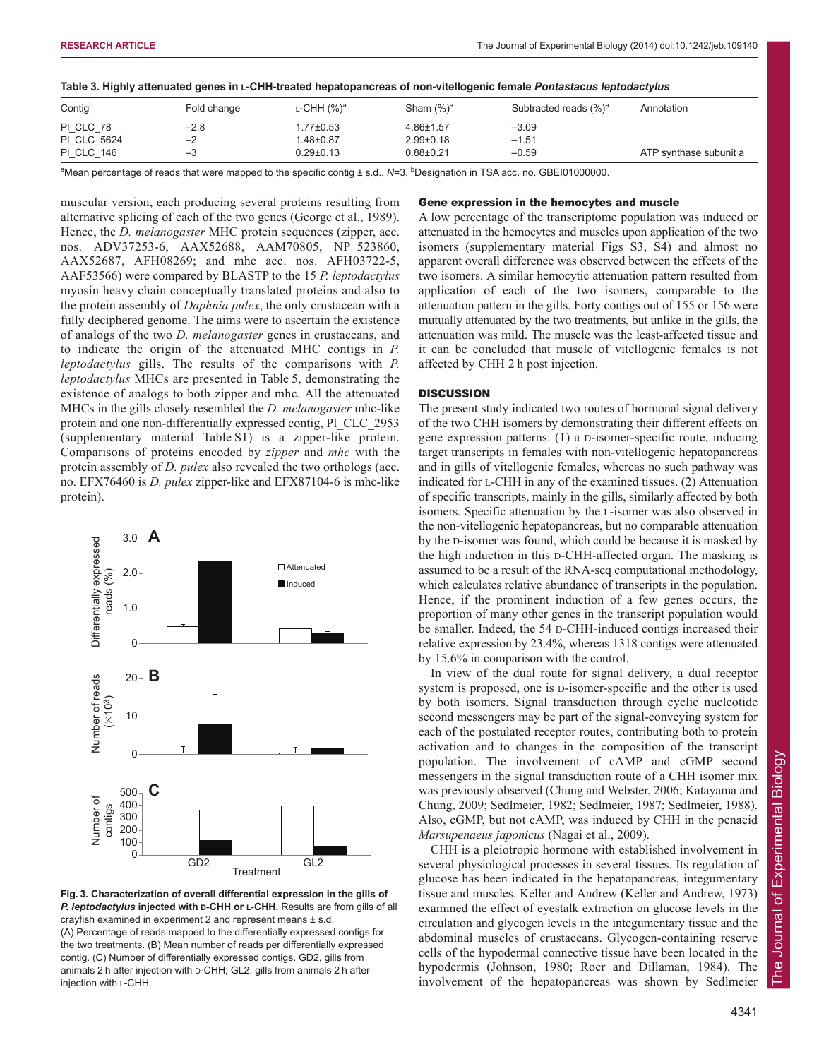**Table 3. Highly attenuated genes in L-CHH-treated hepatopancreas of non-vitellogenic female *Pontastacus leptodactylus***

| Contig[b] | Fold change | L-CHH (%)[a] | Sham (%)[a] | Subtracted reads (%)[a] | Annotation |
|---|---|---|---|---|---|
| Pl_CLC_78 | −2.8 | 1.77±0.53 | 4.86±1.57 | −3.09 | |
| Pl_CLC_5624 | −2 | 1.48±0.87 | 2.99±0.18 | −1.51 | |
| Pl_CLC_146 | −3 | 0.29±0.13 | 0.88±0.21 | −0.59 | ATP synthase subunit a |

[a]Mean percentage of reads that were mapped to the specific contig ± s.d., *N*=3. [b]Designation in TSA acc. no. GBEI01000000.

muscular version, each producing several proteins resulting from alternative splicing of each of the two genes (George et al., 1989). Hence, the *D. melanogaster* MHC protein sequences (zipper, acc. nos. ADV37253-6, AAX52688, AAM70805, NP_523860, AAX52687, AFH08269; and mhc acc. nos. AFH03722-5, AAF53566) were compared by BLASTP to the 15 *P. leptodactylus* myosin heavy chain conceptually translated proteins and also to the protein assembly of *Daphnia pulex*, the only crustacean with a fully deciphered genome. The aims were to ascertain the existence of analogs of the two *D. melanogaster* genes in crustaceans, and to indicate the origin of the attenuated MHC contigs in *P. leptodactylus* gills. The results of the comparisons with *P. leptodactylus* MHCs are presented in Table 5, demonstrating the existence of analogs to both zipper and mhc*.* All the attenuated MHCs in the gills closely resembled the *D. melanogaster* mhc-like protein and one non-differentially expressed contig, Pl_CLC_2953 (supplementary material Table S1) is a zipper-like protein. Comparisons of proteins encoded by *zipper* and *mhc* with the protein assembly of *D. pulex* also revealed the two orthologs (acc. no. EFX76460 is *D. pulex* zipper-like and EFX87104-6 is mhc-like protein).

**Fig. 3. Characterization of overall differential expression in the gills of *P. leptodactylus* injected with D-CHH or L-CHH.** Results are from gills of all crayfish examined in experiment 2 and represent means ± s.d. (A) Percentage of reads mapped to the differentially expressed contigs for the two treatments. (B) Mean number of reads per differentially expressed contig. (C) Number of differentially expressed contigs. GD2, gills from animals 2 h after injection with D-CHH; GL2, gills from animals 2 h after injection with L-CHH.

### Gene expression in the hemocytes and muscle

A low percentage of the transcriptome population was induced or attenuated in the hemocytes and muscles upon application of the two isomers (supplementary material Figs S3, S4) and almost no apparent overall difference was observed between the effects of the two isomers. A similar hemocytic attenuation pattern resulted from application of each of the two isomers, comparable to the attenuation pattern in the gills. Forty contigs out of 155 or 156 were mutually attenuated by the two treatments, but unlike in the gills, the attenuation was mild. The muscle was the least-affected tissue and it can be concluded that muscle of vitellogenic females is not affected by CHH 2 h post injection.

## DISCUSSION

The present study indicated two routes of hormonal signal delivery of the two CHH isomers by demonstrating their different effects on gene expression patterns: (1) a D-isomer-specific route, inducing target transcripts in females with non-vitellogenic hepatopancreas and in gills of vitellogenic females, whereas no such pathway was indicated for L-CHH in any of the examined tissues. (2) Attenuation of specific transcripts, mainly in the gills, similarly affected by both isomers. Specific attenuation by the L-isomer was also observed in the non-vitellogenic hepatopancreas, but no comparable attenuation by the D-isomer was found, which could be because it is masked by the high induction in this D-CHH-affected organ. The masking is assumed to be a result of the RNA-seq computational methodology, which calculates relative abundance of transcripts in the population. Hence, if the prominent induction of a few genes occurs, the proportion of many other genes in the transcript population would be smaller. Indeed, the 54 D-CHH-induced contigs increased their relative expression by 23.4%, whereas 1318 contigs were attenuated by 15.6% in comparison with the control.

In view of the dual route for signal delivery, a dual receptor system is proposed, one is D-isomer-specific and the other is used by both isomers. Signal transduction through cyclic nucleotide second messengers may be part of the signal-conveying system for each of the postulated receptor routes, contributing both to protein activation and to changes in the composition of the transcript population. The involvement of cAMP and cGMP second messengers in the signal transduction route of a CHH isomer mix was previously observed (Chung and Webster, 2006; Katayama and Chung, 2009; Sedlmeier, 1982; Sedlmeier, 1987; Sedlmeier, 1988). Also, cGMP, but not cAMP, was induced by CHH in the penaeid *Marsupenaeus japonicus* (Nagai et al., 2009).

CHH is a pleiotropic hormone with established involvement in several physiological processes in several tissues. Its regulation of glucose has been indicated in the hepatopancreas, integumentary tissue and muscles. Keller and Andrew (Keller and Andrew, 1973) examined the effect of eyestalk extraction on glucose levels in the circulation and glycogen levels in the integumentary tissue and the abdominal muscles of crustaceans. Glycogen-containing reserve cells of the hypodermal connective tissue have been located in the hypodermis (Johnson, 1980; Roer and Dillaman, 1984). The involvement of the hepatopancreas was shown by Sedlmeier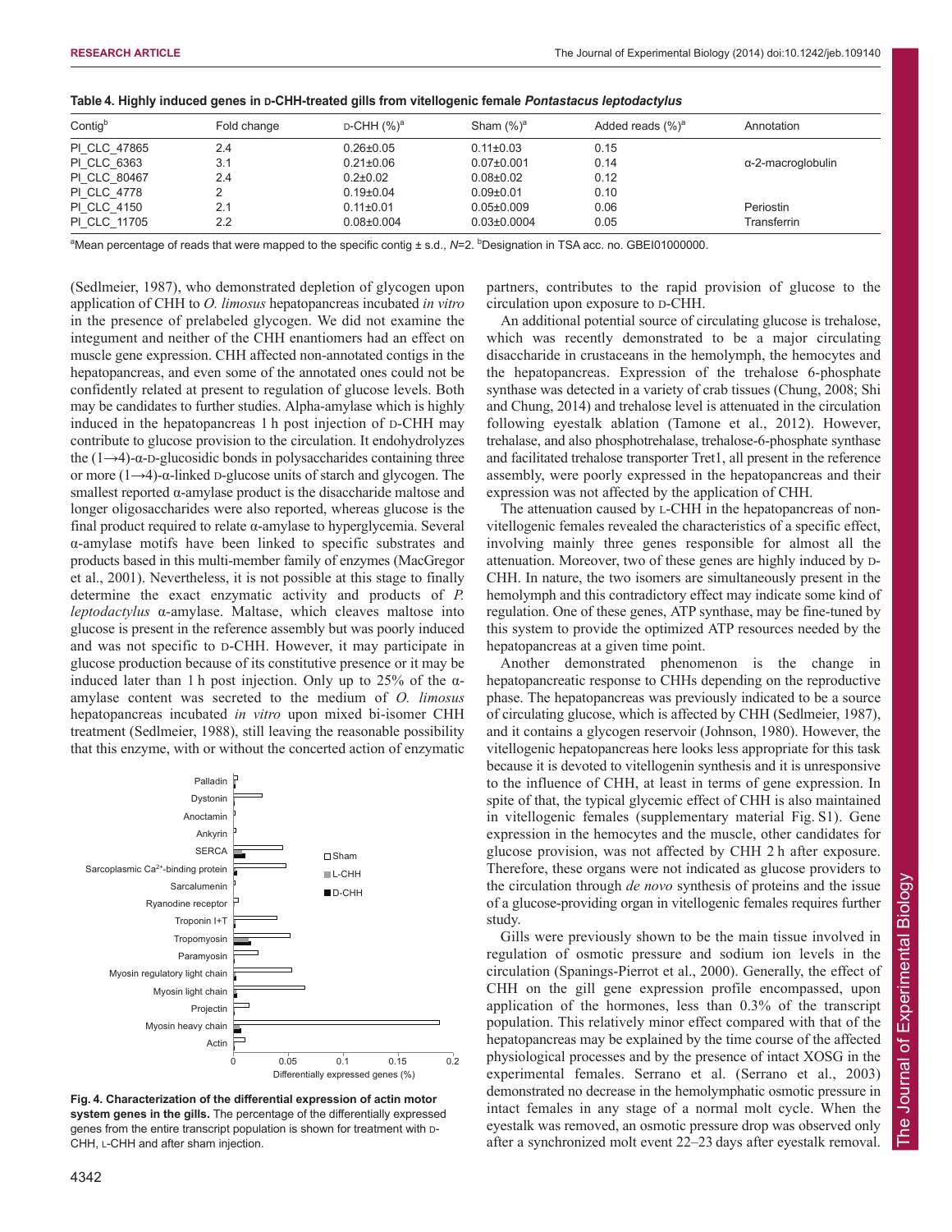**Table 4. Highly induced genes in D-CHH-treated gills from vitellogenic female *Pontastacus leptodactylus***

| Contig[b] | Fold change | D-CHH (%)[a] | Sham (%)[a] | Added reads (%)[a] | Annotation |
|---|---|---|---|---|---|
| Pl_CLC_47865 | 2.4 | 0.26±0.05 | 0.11±0.03 | 0.15 | |
| Pl_CLC_6363 | 3.1 | 0.21±0.06 | 0.07±0.001 | 0.14 | α-2-macroglobulin |
| Pl_CLC_80467 | 2.4 | 0.2±0.02 | 0.08±0.02 | 0.12 | |
| Pl_CLC_4778 | 2 | 0.19±0.04 | 0.09±0.01 | 0.10 | |
| Pl_CLC_4150 | 2.1 | 0.11±0.01 | 0.05±0.009 | 0.06 | Periostin |
| Pl_CLC_11705 | 2.2 | 0.08±0.004 | 0.03±0.0004 | 0.05 | Transferrin |

[a]Mean percentage of reads that were mapped to the specific contig ± s.d., *N*=2. [b]Designation in TSA acc. no. GBEI01000000.

(Sedlmeier, 1987), who demonstrated depletion of glycogen upon application of CHH to *O. limosus* hepatopancreas incubated *in vitro* in the presence of prelabeled glycogen. We did not examine the integument and neither of the CHH enantiomers had an effect on muscle gene expression. CHH affected non-annotated contigs in the hepatopancreas, and even some of the annotated ones could not be confidently related at present to regulation of glucose levels. Both may be candidates to further studies. Alpha-amylase which is highly induced in the hepatopancreas 1 h post injection of D-CHH may contribute to glucose provision to the circulation. It endohydrolyzes the (1→4)-α-D-glucosidic bonds in polysaccharides containing three or more (1→4)-α-linked D-glucose units of starch and glycogen. The smallest reported α-amylase product is the disaccharide maltose and longer oligosaccharides were also reported, whereas glucose is the final product required to relate α-amylase to hyperglycemia. Several α-amylase motifs have been linked to specific substrates and products based in this multi-member family of enzymes (MacGregor et al., 2001). Nevertheless, it is not possible at this stage to finally determine the exact enzymatic activity and products of *P. leptodactylus* α-amylase. Maltase, which cleaves maltose into glucose is present in the reference assembly but was poorly induced and was not specific to D-CHH. However, it may participate in glucose production because of its constitutive presence or it may be induced later than 1 h post injection. Only up to 25% of the α-amylase content was secreted to the medium of *O. limosus* hepatopancreas incubated *in vitro* upon mixed bi-isomer CHH treatment (Sedlmeier, 1988), still leaving the reasonable possibility that this enzyme, with or without the concerted action of enzymatic partners, contributes to the rapid provision of glucose to the circulation upon exposure to D-CHH.

**Fig. 4. Characterization of the differential expression of actin motor system genes in the gills.** The percentage of the differentially expressed genes from the entire transcript population is shown for treatment with D-CHH, L-CHH and after sham injection.

An additional potential source of circulating glucose is trehalose, which was recently demonstrated to be a major circulating disaccharide in crustaceans in the hemolymph, the hemocytes and the hepatopancreas. Expression of the trehalose 6-phosphate synthase was detected in a variety of crab tissues (Chung, 2008; Shi and Chung, 2014) and trehalose level is attenuated in the circulation following eyestalk ablation (Tamone et al., 2012). However, trehalase, and also phosphotrehalase, trehalose-6-phosphate synthase and facilitated trehalose transporter Tret1, all present in the reference assembly, were poorly expressed in the hepatopancreas and their expression was not affected by the application of CHH.

The attenuation caused by L-CHH in the hepatopancreas of non-vitellogenic females revealed the characteristics of a specific effect, involving mainly three genes responsible for almost all the attenuation. Moreover, two of these genes are highly induced by D-CHH. In nature, the two isomers are simultaneously present in the hemolymph and this contradictory effect may indicate some kind of regulation. One of these genes, ATP synthase, may be fine-tuned by this system to provide the optimized ATP resources needed by the hepatopancreas at a given time point.

Another demonstrated phenomenon is the change in hepatopancreatic response to CHHs depending on the reproductive phase. The hepatopancreas was previously indicated to be a source of circulating glucose, which is affected by CHH (Sedlmeier, 1987), and it contains a glycogen reservoir (Johnson, 1980). However, the vitellogenic hepatopancreas here looks less appropriate for this task because it is devoted to vitellogenin synthesis and it is unresponsive to the influence of CHH, at least in terms of gene expression. In spite of that, the typical glycemic effect of CHH is also maintained in vitellogenic females (supplementary material Fig. S1). Gene expression in the hemocytes and the muscle, other candidates for glucose provision, was not affected by CHH 2 h after exposure. Therefore, these organs were not indicated as glucose providers to the circulation through *de novo* synthesis of proteins and the issue of a glucose-providing organ in vitellogenic females requires further study.

Gills were previously shown to be the main tissue involved in regulation of osmotic pressure and sodium ion levels in the circulation (Spanings-Pierrot et al., 2000). Generally, the effect of CHH on the gill gene expression profile encompassed, upon application of the hormones, less than 0.3% of the transcript population. This relatively minor effect compared with that of the hepatopancreas may be explained by the time course of the affected physiological processes and by the presence of intact XOSG in the experimental females. Serrano et al. (Serrano et al., 2003) demonstrated no decrease in the hemolymphatic osmotic pressure in intact females in any stage of a normal molt cycle. When the eyestalk was removed, an osmotic pressure drop was observed only after a synchronized molt event 22–23 days after eyestalk removal.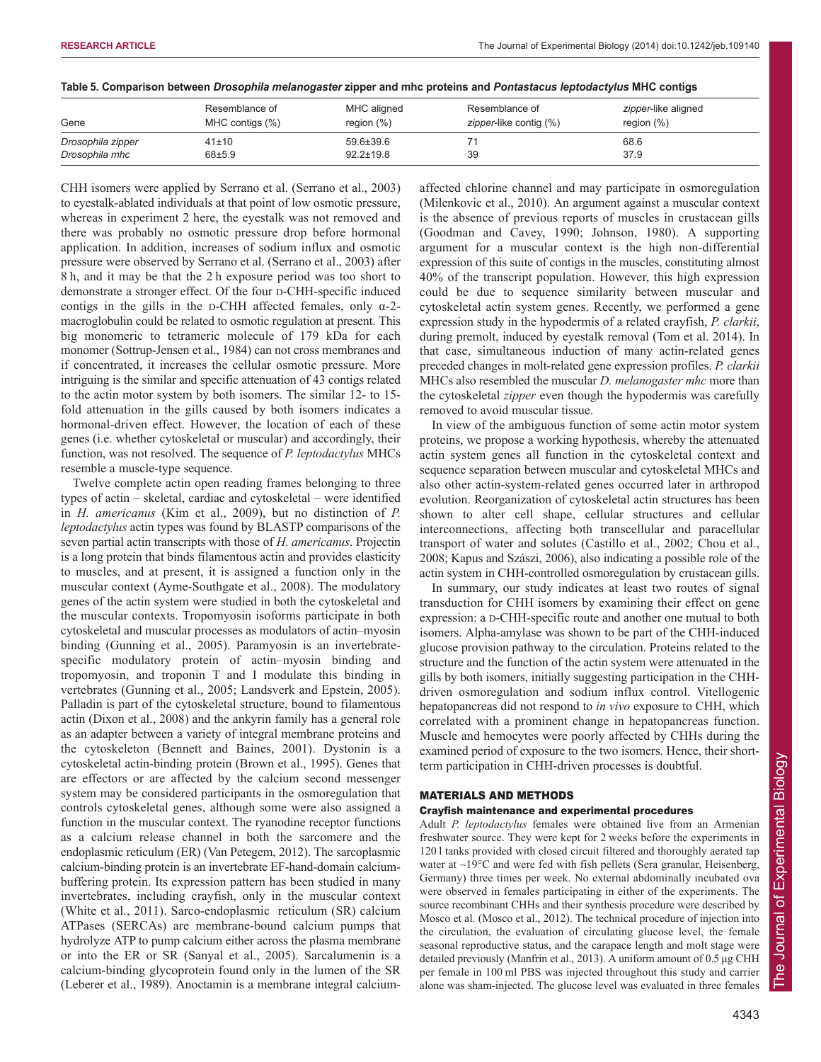**Table 5. Comparison between *Drosophila melanogaster* zipper and mhc proteins and *Pontastacus leptodactylus* MHC contigs**

| Gene | Resemblance of MHC contigs (%) | MHC aligned region (%) | Resemblance of *zipper*-like contig (%) | *zipper*-like aligned region (%) |
|---|---|---|---|---|
| *Drosophila zipper* | 41±10 | 59.6±39.6 | 71 | 68.6 |
| *Drosophila mhc* | 68±5.9 | 92.2±19.8 | 39 | 37.9 |

CHH isomers were applied by Serrano et al. (Serrano et al., 2003) to eyestalk-ablated individuals at that point of low osmotic pressure, whereas in experiment 2 here, the eyestalk was not removed and there was probably no osmotic pressure drop before hormonal application. In addition, increases of sodium influx and osmotic pressure were observed by Serrano et al. (Serrano et al., 2003) after 8 h, and it may be that the 2 h exposure period was too short to demonstrate a stronger effect. Of the four D-CHH-specific induced contigs in the gills in the D-CHH affected females, only α-2-macroglobulin could be related to osmotic regulation at present. This big monomeric to tetrameric molecule of 179 kDa for each monomer (Sottrup-Jensen et al., 1984) can not cross membranes and if concentrated, it increases the cellular osmotic pressure. More intriguing is the similar and specific attenuation of 43 contigs related to the actin motor system by both isomers. The similar 12- to 15-fold attenuation in the gills caused by both isomers indicates a hormonal-driven effect. However, the location of each of these genes (i.e. whether cytoskeletal or muscular) and accordingly, their function, was not resolved. The sequence of *P. leptodactylus* MHCs resemble a muscle-type sequence.

Twelve complete actin open reading frames belonging to three types of actin – skeletal, cardiac and cytoskeletal – were identified in *H. americanus* (Kim et al., 2009), but no distinction of *P. leptodactylus* actin types was found by BLASTP comparisons of the seven partial actin transcripts with those of *H. americanus*. Projectin is a long protein that binds filamentous actin and provides elasticity to muscles, and at present, it is assigned a function only in the muscular context (Ayme-Southgate et al., 2008). The modulatory genes of the actin system were studied in both the cytoskeletal and the muscular contexts. Tropomyosin isoforms participate in both cytoskeletal and muscular processes as modulators of actin–myosin binding (Gunning et al., 2005). Paramyosin is an invertebrate-specific modulatory protein of actin–myosin binding and tropomyosin, and troponin T and I modulate this binding in vertebrates (Gunning et al., 2005; Landsverk and Epstein, 2005). Palladin is part of the cytoskeletal structure, bound to filamentous actin (Dixon et al., 2008) and the ankyrin family has a general role as an adapter between a variety of integral membrane proteins and the cytoskeleton (Bennett and Baines, 2001). Dystonin is a cytoskeletal actin-binding protein (Brown et al., 1995). Genes that are effectors or are affected by the calcium second messenger system may be considered participants in the osmoregulation that controls cytoskeletal genes, although some were also assigned a function in the muscular context. The ryanodine receptor functions as a calcium release channel in both the sarcomere and the endoplasmic reticulum (ER) (Van Petegem, 2012). The sarcoplasmic calcium-binding protein is an invertebrate EF-hand-domain calcium-buffering protein. Its expression pattern has been studied in many invertebrates, including crayfish, only in the muscular context (White et al., 2011). Sarco-endoplasmic reticulum (SR) calcium ATPases (SERCAs) are membrane-bound calcium pumps that hydrolyze ATP to pump calcium either across the plasma membrane or into the ER or SR (Sanyal et al., 2005). Sarcalumenin is a calcium-binding glycoprotein found only in the lumen of the SR (Leberer et al., 1989). Anoctamin is a membrane integral calcium-affected chlorine channel and may participate in osmoregulation (Milenkovic et al., 2010). An argument against a muscular context is the absence of previous reports of muscles in crustacean gills (Goodman and Cavey, 1990; Johnson, 1980). A supporting argument for a muscular context is the high non-differential expression of this suite of contigs in the muscles, constituting almost 40% of the transcript population. However, this high expression could be due to sequence similarity between muscular and cytoskeletal actin system genes. Recently, we performed a gene expression study in the hypodermis of a related crayfish, *P. clarkii*, during premolt, induced by eyestalk removal (Tom et al. 2014). In that case, simultaneous induction of many actin-related genes preceded changes in molt-related gene expression profiles. *P. clarkii* MHCs also resembled the muscular *D. melanogaster mhc* more than the cytoskeletal *zipper* even though the hypodermis was carefully removed to avoid muscular tissue.

In view of the ambiguous function of some actin motor system proteins, we propose a working hypothesis, whereby the attenuated actin system genes all function in the cytoskeletal context and sequence separation between muscular and cytoskeletal MHCs and also other actin-system-related genes occurred later in arthropod evolution. Reorganization of cytoskeletal actin structures has been shown to alter cell shape, cellular structures and cellular interconnections, affecting both transcellular and paracellular transport of water and solutes (Castillo et al., 2002; Chou et al., 2008; Kapus and Szászi, 2006), also indicating a possible role of the actin system in CHH-controlled osmoregulation by crustacean gills.

In summary, our study indicates at least two routes of signal transduction for CHH isomers by examining their effect on gene expression: a D-CHH-specific route and another one mutual to both isomers. Alpha-amylase was shown to be part of the CHH-induced glucose provision pathway to the circulation. Proteins related to the structure and the function of the actin system were attenuated in the gills by both isomers, initially suggesting participation in the CHH-driven osmoregulation and sodium influx control. Vitellogenic hepatopancreas did not respond to *in vivo* exposure to CHH, which correlated with a prominent change in hepatopancreas function. Muscle and hemocytes were poorly affected by CHHs during the examined period of exposure to the two isomers. Hence, their short-term participation in CHH-driven processes is doubtful.

## MATERIALS AND METHODS

### Crayfish maintenance and experimental procedures

Adult *P. leptodactylus* females were obtained live from an Armenian freshwater source. They were kept for 2 weeks before the experiments in 120 l tanks provided with closed circuit filtered and thoroughly aerated tap water at ~19°C and were fed with fish pellets (Sera granular, Heisenberg, Germany) three times per week. No external abdominally incubated ova were observed in females participating in either of the experiments. The source recombinant CHHs and their synthesis procedure were described by Mosco et al. (Mosco et al., 2012). The technical procedure of injection into the circulation, the evaluation of circulating glucose level, the female seasonal reproductive status, and the carapace length and molt stage were detailed previously (Manfrin et al., 2013). A uniform amount of 0.5 µg CHH per female in 100 ml PBS was injected throughout this study and carrier alone was sham-injected. The glucose level was evaluated in three females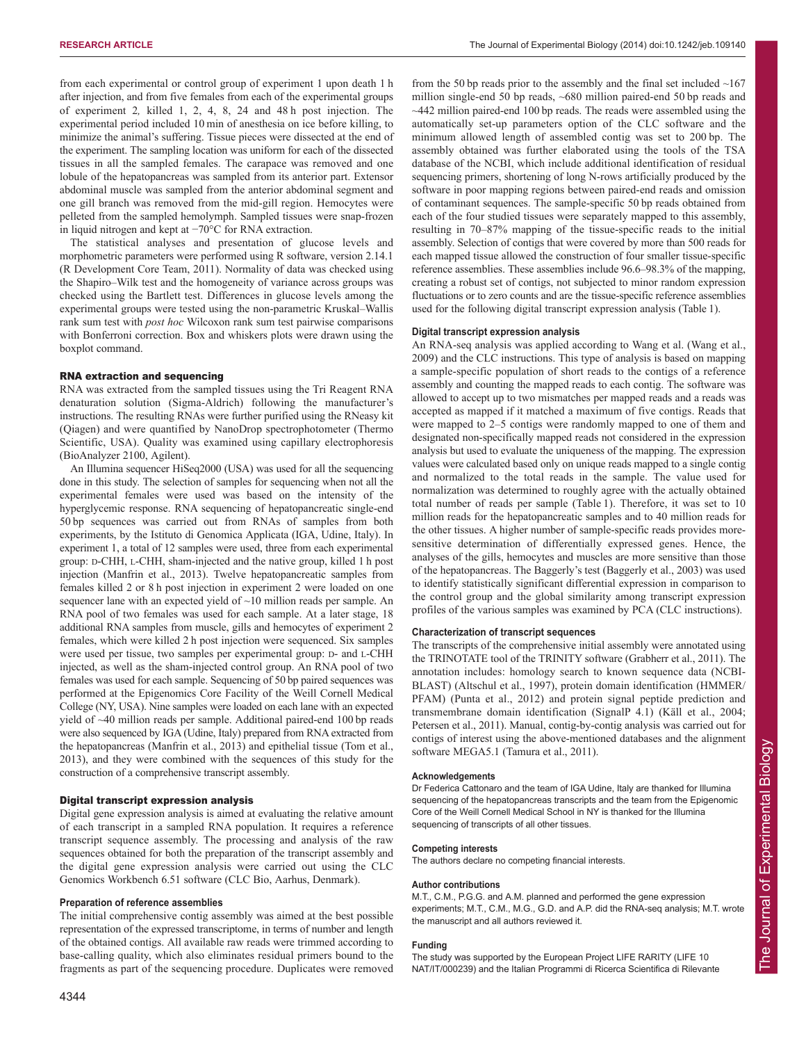from each experimental or control group of experiment 1 upon death 1 h after injection, and from five females from each of the experimental groups of experiment 2, killed 1, 2, 4, 8, 24 and 48 h post injection. The experimental period included 10 min of anesthesia on ice before killing, to minimize the animal's suffering. Tissue pieces were dissected at the end of the experiment. The sampling location was uniform for each of the dissected tissues in all the sampled females. The carapace was removed and one lobule of the hepatopancreas was sampled from its anterior part. Extensor abdominal muscle was sampled from the anterior abdominal segment and one gill branch was removed from the mid-gill region. Hemocytes were pelleted from the sampled hemolymph. Sampled tissues were snap-frozen in liquid nitrogen and kept at −70°C for RNA extraction.

The statistical analyses and presentation of glucose levels and morphometric parameters were performed using R software, version 2.14.1 (R Development Core Team, 2011). Normality of data was checked using the Shapiro–Wilk test and the homogeneity of variance across groups was checked using the Bartlett test. Differences in glucose levels among the experimental groups were tested using the non-parametric Kruskal–Wallis rank sum test with *post hoc* Wilcoxon rank sum test pairwise comparisons with Bonferroni correction. Box and whiskers plots were drawn using the boxplot command.

## RNA extraction and sequencing

RNA was extracted from the sampled tissues using the Tri Reagent RNA denaturation solution (Sigma-Aldrich) following the manufacturer's instructions. The resulting RNAs were further purified using the RNeasy kit (Qiagen) and were quantified by NanoDrop spectrophotometer (Thermo Scientific, USA). Quality was examined using capillary electrophoresis (BioAnalyzer 2100, Agilent).

An Illumina sequencer HiSeq2000 (USA) was used for all the sequencing done in this study. The selection of samples for sequencing when not all the experimental females were used was based on the intensity of the hyperglycemic response. RNA sequencing of hepatopancreatic single-end 50 bp sequences was carried out from RNAs of samples from both experiments, by the Istituto di Genomica Applicata (IGA, Udine, Italy). In experiment 1, a total of 12 samples were used, three from each experimental group: D-CHH, L-CHH, sham-injected and the native group, killed 1 h post injection (Manfrin et al., 2013). Twelve hepatopancreatic samples from females killed 2 or 8 h post injection in experiment 2 were loaded on one sequencer lane with an expected yield of ~10 million reads per sample. An RNA pool of two females was used for each sample. At a later stage, 18 additional RNA samples from muscle, gills and hemocytes of experiment 2 females, which were killed 2 h post injection were sequenced. Six samples were used per tissue, two samples per experimental group: D- and L-CHH injected, as well as the sham-injected control group. An RNA pool of two females was used for each sample. Sequencing of 50 bp paired sequences was performed at the Epigenomics Core Facility of the Weill Cornell Medical College (NY, USA). Nine samples were loaded on each lane with an expected yield of ~40 million reads per sample. Additional paired-end 100 bp reads were also sequenced by IGA (Udine, Italy) prepared from RNA extracted from the hepatopancreas (Manfrin et al., 2013) and epithelial tissue (Tom et al., 2013), and they were combined with the sequences of this study for the construction of a comprehensive transcript assembly.

## Digital transcript expression analysis

Digital gene expression analysis is aimed at evaluating the relative amount of each transcript in a sampled RNA population. It requires a reference transcript sequence assembly. The processing and analysis of the raw sequences obtained for both the preparation of the transcript assembly and the digital gene expression analysis were carried out using the CLC Genomics Workbench 6.51 software (CLC Bio, Aarhus, Denmark).

### Preparation of reference assemblies

The initial comprehensive contig assembly was aimed at the best possible representation of the expressed transcriptome, in terms of number and length of the obtained contigs. All available raw reads were trimmed according to base-calling quality, which also eliminates residual primers bound to the fragments as part of the sequencing procedure. Duplicates were removed from the 50 bp reads prior to the assembly and the final set included ~167 million single-end 50 bp reads, ~680 million paired-end 50 bp reads and ~442 million paired-end 100 bp reads. The reads were assembled using the automatically set-up parameters option of the CLC software and the minimum allowed length of assembled contig was set to 200 bp. The assembly obtained was further elaborated using the tools of the TSA database of the NCBI, which include additional identification of residual sequencing primers, shortening of long N-rows artificially produced by the software in poor mapping regions between paired-end reads and omission of contaminant sequences. The sample-specific 50 bp reads obtained from each of the four studied tissues were separately mapped to this assembly, resulting in 70–87% mapping of the tissue-specific reads to the initial assembly. Selection of contigs that were covered by more than 500 reads for each mapped tissue allowed the construction of four smaller tissue-specific reference assemblies. These assemblies include 96.6–98.3% of the mapping, creating a robust set of contigs, not subjected to minor random expression fluctuations or to zero counts and are the tissue-specific reference assemblies used for the following digital transcript expression analysis (Table 1).

### Digital transcript expression analysis

An RNA-seq analysis was applied according to Wang et al. (Wang et al., 2009) and the CLC instructions. This type of analysis is based on mapping a sample-specific population of short reads to the contigs of a reference assembly and counting the mapped reads to each contig. The software was allowed to accept up to two mismatches per mapped reads and a reads was accepted as mapped if it matched a maximum of five contigs. Reads that were mapped to 2–5 contigs were randomly mapped to one of them and designated non-specifically mapped reads not considered in the expression analysis but used to evaluate the uniqueness of the mapping. The expression values were calculated based only on unique reads mapped to a single contig and normalized to the total reads in the sample. The value used for normalization was determined to roughly agree with the actually obtained total number of reads per sample (Table 1). Therefore, it was set to 10 million reads for the hepatopancreatic samples and to 40 million reads for the other tissues. A higher number of sample-specific reads provides more-sensitive determination of differentially expressed genes. Hence, the analyses of the gills, hemocytes and muscles are more sensitive than those of the hepatopancreas. The Baggerly's test (Baggerly et al., 2003) was used to identify statistically significant differential expression in comparison to the control group and the global similarity among transcript expression profiles of the various samples was examined by PCA (CLC instructions).

### Characterization of transcript sequences

The transcripts of the comprehensive initial assembly were annotated using the TRINOTATE tool of the TRINITY software (Grabherr et al., 2011). The annotation includes: homology search to known sequence data (NCBI-BLAST) (Altschul et al., 1997), protein domain identification (HMMER/PFAM) (Punta et al., 2012) and protein signal peptide prediction and transmembrane domain identification (SignalP 4.1) (Käll et al., 2004; Petersen et al., 2011). Manual, contig-by-contig analysis was carried out for contigs of interest using the above-mentioned databases and the alignment software MEGA5.1 (Tamura et al., 2011).

#### Acknowledgements

Dr Federica Cattonaro and the team of IGA Udine, Italy are thanked for Illumina sequencing of the hepatopancreas transcripts and the team from the Epigenomic Core of the Weill Cornell Medical School in NY is thanked for the Illumina sequencing of transcripts of all other tissues.

#### Competing interests

The authors declare no competing financial interests.

#### Author contributions

M.T., C.M., P.G.G. and A.M. planned and performed the gene expression experiments; M.T., C.M., M.G., G.D. and A.P. did the RNA-seq analysis; M.T. wrote the manuscript and all authors reviewed it.

#### Funding

The study was supported by the European Project LIFE RARITY (LIFE 10 NAT/IT/000239) and the Italian Programmi di Ricerca Scientifica di Rilevante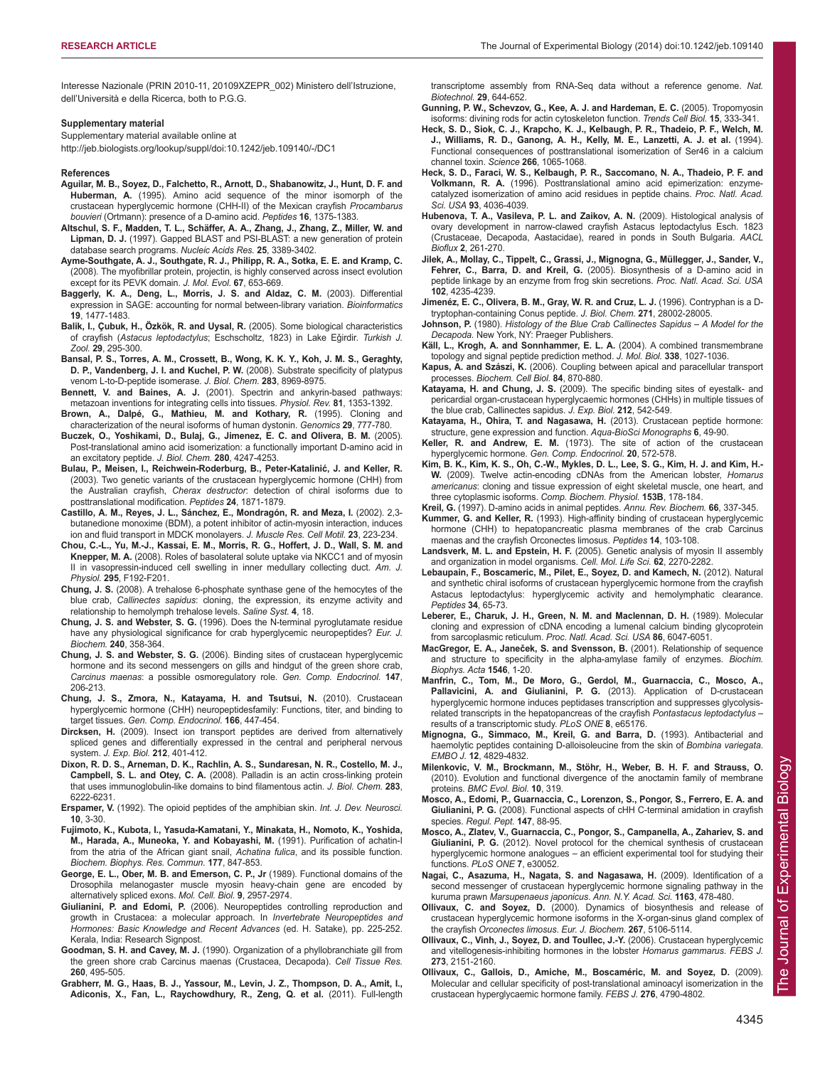Interesse Nazionale (PRIN 2010-11, 20109XZEPR_002) Ministero dell'Istruzione, dell'Università e della Ricerca, both to P.G.G.

#### Supplementary material

Supplementary material available online at
http://jeb.biologists.org/lookup/suppl/doi:10.1242/jeb.109140/-/DC1

#### References

**Aguilar, M. B., Soyez, D., Falchetto, R., Arnott, D., Shabanowitz, J., Hunt, D. F. and Huberman, A.** (1995). Amino acid sequence of the minor isomorph of the crustacean hyperglycemic hormone (CHH-II) of the Mexican crayfish *Procambarus bouvieri* (Ortmann): presence of a D-amino acid. *Peptides* **16**, 1375-1383.

**Altschul, S. F., Madden, T. L., Schäffer, A. A., Zhang, J., Zhang, Z., Miller, W. and Lipman, D. J.** (1997). Gapped BLAST and PSI-BLAST: a new generation of protein database search programs. *Nucleic Acids Res.* **25**, 3389-3402.

**Ayme-Southgate, A. J., Southgate, R. J., Philipp, R. A., Sotka, E. E. and Kramp, C.** (2008). The myofibrillar protein, projectin, is highly conserved across insect evolution except for its PEVK domain. *J. Mol. Evol.* **67**, 653-669.

**Baggerly, K. A., Deng, L., Morris, J. S. and Aldaz, C. M.** (2003). Differential expression in SAGE: accounting for normal between-library variation. *Bioinformatics* **19**, 1477-1483.

**Balik, I., Çubuk, H., Özkök, R. and Uysal, R.** (2005). Some biological characteristics of crayfish (*Astacus leptodactylus*; Eschscholtz, 1823) in Lake Eğirdir. *Turkish J. Zool.* **29**, 295-300.

**Bansal, P. S., Torres, A. M., Crossett, B., Wong, K. K. Y., Koh, J. M. S., Geraghty, D. P., Vandenberg, J. I. and Kuchel, P. W.** (2008). Substrate specificity of platypus venom L-to-D-peptide isomerase. *J. Biol. Chem.* **283**, 8969-8975.

**Bennett, V. and Baines, A. J.** (2001). Spectrin and ankyrin-based pathways: metazoan inventions for integrating cells into tissues. *Physiol. Rev.* **81**, 1353-1392.

**Brown, A., Dalpé, G., Mathieu, M. and Kothary, R.** (1995). Cloning and characterization of the neural isoforms of human dystonin. *Genomics* **29**, 777-780.

**Buczek, O., Yoshikami, D., Bulaj, G., Jimenez, E. C. and Olivera, B. M.** (2005). Post-translational amino acid isomerization: a functionally important D-amino acid in an excitatory peptide. *J. Biol. Chem.* **280**, 4247-4253.

**Bulau, P., Meisen, I., Reinwarth-Roderburg, B., Peter-Katalinić, J. and Keller, R.** (2003). Two genetic variants of the crustacean hyperglycemic hormone (CHH) from the Australian crayfish, *Cherax destructor*: detection of chiral isoforms due to posttranslational modification. *Peptides* **24**, 1871-1879.

**Castillo, A. M., Reyes, J. L., Sánchez, E., Mondragón, R. and Meza, I.** (2002). 2,3-butanedione monoxime (BDM), a potent inhibitor of actin-myosin interaction, induces ion and fluid transport in MDCK monolayers. *J. Muscle Res. Cell Motil.* **23**, 223-234.

**Chou, C.-L., Yu, M.-J., Kassai, E. M., Morris, R. G., Hoffert, J. D., Wall, S. M. and Knepper, M. A.** (2008). Roles of basolateral solute uptake via NKCC1 and of myosin II in vasopressin-induced cell swelling in inner medullary collecting duct. *Am. J. Physiol.* **295**, F192-F201.

**Chung, J. S.** (2008). A trehalose 6-phosphate synthase gene of the hemocytes of the blue crab, *Callinectes sapidus*: cloning, the expression, its enzyme activity and relationship to hemolymph trehalose levels. *Saline Syst.* **4**, 18.

**Chung, J. S. and Webster, S. G.** (1996). Does the N-terminal pyroglutamate residue have any physiological significance for crab hyperglycemic neuropeptides? *Eur. J. Biochem.* **240**, 358-364.

**Chung, J. S. and Webster, S. G.** (2006). Binding sites of crustacean hyperglycemic hormone and its second messengers on gills and hindgut of the green shore crab, *Carcinus maenas*: a possible osmoregulatory role. *Gen. Comp. Endocrinol.* **147**, 206-213.

**Chung, J. S., Zmora, N., Katayama, H. and Tsutsui, N.** (2010). Crustacean hyperglycemic hormone (CHH) neuropeptidesfamily: Functions, titer, and binding to target tissues. *Gen. Comp. Endocrinol.* **166**, 447-454.

**Dircksen, H.** (2009). Insect ion transport peptides are derived from alternatively spliced genes and differentially expressed in the central and peripheral nervous system. *J. Exp. Biol.* **212**, 401-412.

**Dixon, R. D. S., Arneman, D. K., Rachlin, A. S., Sundaresan, N. R., Costello, M. J., Campbell, S. L. and Otey, C. A.** (2008). Palladin is an actin cross-linking protein that uses immunoglobulin-like domains to bind filamentous actin. *J. Biol. Chem.* **283**, 6222-6231.

**Erspamer, V.** (1992). The opioid peptides of the amphibian skin. *Int. J. Dev. Neurosci.* **10**, 3-30.

**Fujimoto, K., Kubota, I., Yasuda-Kamatani, Y., Minakata, H., Nomoto, K., Yoshida, M., Harada, A., Muneoka, Y. and Kobayashi, M.** (1991). Purification of achatin-I from the atria of the African giant snail, *Achatina fulica*, and its possible function. *Biochem. Biophys. Res. Commun.* **177**, 847-853.

**George, E. L., Ober, M. B. and Emerson, C. P., Jr** (1989). Functional domains of the Drosophila melanogaster muscle myosin heavy-chain gene are encoded by alternatively spliced exons. *Mol. Cell. Biol.* **9**, 2957-2974.

**Giulianini, P. and Edomi, P.** (2006). Neuropeptides controlling reproduction and growth in Crustacea: a molecular approach. In *Invertebrate Neuropeptides and Hormones: Basic Knowledge and Recent Advances* (ed. H. Satake), pp. 225-252. Kerala, India: Research Signpost.

**Goodman, S. H. and Cavey, M. J.** (1990). Organization of a phyllobranchiate gill from the green shore crab Carcinus maenas (Crustacea, Decapoda). *Cell Tissue Res.* **260**, 495-505.

**Grabherr, M. G., Haas, B. J., Yassour, M., Levin, J. Z., Thompson, D. A., Amit, I., Adiconis, X., Fan, L., Raychowdhury, R., Zeng, Q. et al.** (2011). Full-length transcriptome assembly from RNA-Seq data without a reference genome. *Nat. Biotechnol.* **29**, 644-652.

**Gunning, P. W., Schevzov, G., Kee, A. J. and Hardeman, E. C.** (2005). Tropomyosin isoforms: divining rods for actin cytoskeleton function. *Trends Cell Biol.* **15**, 333-341.

**Heck, S. D., Siok, C. J., Krapcho, K. J., Kelbaugh, P. R., Thadeio, P. F., Welch, M. J., Williams, R. D., Ganong, A. H., Kelly, M. E., Lanzetti, A. J. et al.** (1994). Functional consequences of posttranslational isomerization of Ser46 in a calcium channel toxin. *Science* **266**, 1065-1068.

**Heck, S. D., Faraci, W. S., Kelbaugh, P. R., Saccomano, N. A., Thadeio, P. F. and Volkmann, R. A.** (1996). Posttranslational amino acid epimerization: enzyme-catalyzed isomerization of amino acid residues in peptide chains. *Proc. Natl. Acad. Sci. USA* **93**, 4036-4039.

**Hubenova, T. A., Vasileva, P. L. and Zaikov, A. N.** (2009). Histological analysis of ovary development in narrow-clawed crayfish Astacus leptodactylus Esch. 1823 (Crustaceae, Decapoda, Aastacidae), reared in ponds in South Bulgaria. *AACL Bioflux* **2**, 261-270.

**Jilek, A., Mollay, C., Tippelt, C., Grassi, J., Mignogna, G., Müllegger, J., Sander, V., Fehrer, C., Barra, D. and Kreil, G.** (2005). Biosynthesis of a D-amino acid in peptide linkage by an enzyme from frog skin secretions. *Proc. Natl. Acad. Sci. USA* **102**, 4235-4239.

**Jiménez, E. C., Olivera, B. M., Gray, W. R. and Cruz, L. J.** (1996). Contryphan is a D-tryptophan-containing Conus peptide. *J. Biol. Chem.* **271**, 28002-28005.

**Johnson, P.** (1980). *Histology of the Blue Crab Callinectes Sapidus – A Model for the Decapoda.* New York, NY: Praeger Publishers.

**Käll, L., Krogh, A. and Sonnhammer, E. L. A.** (2004). A combined transmembrane topology and signal peptide prediction method. *J. Mol. Biol.* **338**, 1027-1036.

**Kapus, A. and Szászi, K.** (2006). Coupling between apical and paracellular transport processes. *Biochem. Cell Biol.* **84**, 870-880.

**Katayama, H. and Chung, J. S.** (2009). The specific binding sites of eyestalk- and pericardial organ-crustacean hyperglycaemic hormones (CHHs) in multiple tissues of the blue crab, Callinectes sapidus. *J. Exp. Biol.* **212**, 542-549.

**Katayama, H., Ohira, T. and Nagasawa, H.** (2013). Crustacean peptide hormone: structure, gene expression and function. *Aqua-BioSci Monographs* **6**, 49-90.

**Keller, R. and Andrew, E. M.** (1973). The site of action of the crustacean hyperglycemic hormone. *Gen. Comp. Endocrinol.* **20**, 572-578.

**Kim, B. K., Kim, K. S., Oh, C.-W., Mykles, D. L., Lee, S. G., Kim, H. J. and Kim, H.-W.** (2009). Twelve actin-encoding cDNAs from the American lobster, *Homarus americanus*: cloning and tissue expression of eight skeletal muscle, one heart, and three cytoplasmic isoforms. *Comp. Biochem. Physiol.* **153B**, 178-184.

**Kreil, G.** (1997). D-amino acids in animal peptides. *Annu. Rev. Biochem.* **66**, 337-345.

**Kummer, G. and Keller, R.** (1993). High-affinity binding of crustacean hyperglycemic hormone (CHH) to hepatopancreatic plasma membranes of the crab Carcinus maenas and the crayfish Orconectes limosus. *Peptides* **14**, 103-108.

**Landsverk, M. L. and Epstein, H. F.** (2005). Genetic analysis of myosin II assembly and organization in model organisms. *Cell. Mol. Life Sci.* **62**, 2270-2282.

**Lebaupain, F., Boscameric, M., Pilet, E., Soyez, D. and Kamech, N.** (2012). Natural and synthetic chiral isoforms of crustacean hyperglycemic hormone from the crayfish Astacus leptodactylus: hyperglycemic activity and hemolymphatic clearance. *Peptides* **34**, 65-73.

**Leberer, E., Charuk, J. H., Green, N. M. and Maclennan, D. H.** (1989). Molecular cloning and expression of cDNA encoding a lumenal calcium binding glycoprotein from sarcoplasmic reticulum. *Proc. Natl. Acad. Sci. USA* **86**, 6047-6051.

**MacGregor, E. A., Janeček, S. and Svensson, B.** (2001). Relationship of sequence and structure to specificity in the alpha-amylase family of enzymes. *Biochim. Biophys. Acta* **1546**, 1-20.

**Manfrin, C., Tom, M., De Moro, G., Gerdol, M., Guarnaccia, C., Mosco, A., Pallavicini, A. and Giulianini, P. G.** (2013). Application of D-crustacean hyperglycemic hormone induces peptidases transcription and suppresses glycolysis-related transcripts in the hepatopancreas of the crayfish *Pontastacus leptodactylus* – results of a transcriptomic study. *PLoS ONE* **8**, e65176.

**Mignogna, G., Simmaco, M., Kreil, G. and Barra, D.** (1993). Antibacterial and haemolytic peptides containing D-alloisoleucine from the skin of *Bombina variegata*. *EMBO J.* **12**, 4829-4832.

**Milenkovic, V. M., Brockmann, M., Stöhr, H., Weber, B. H. F. and Strauss, O.** (2010). Evolution and functional divergence of the anoctamin family of membrane proteins. *BMC Evol. Biol.* **10**, 319.

**Mosco, A., Edomi, P., Guarnaccia, C., Lorenzon, S., Pongor, S., Ferrero, E. A. and Giulianini, P. G.** (2008). Functional aspects of cHH C-terminal amidation in crayfish species. *Regul. Pept.* **147**, 88-95.

**Mosco, A., Zlatev, V., Guarnaccia, C., Pongor, S., Campanella, A., Zahariev, S. and Giulianini, P. G.** (2012). Novel protocol for the chemical synthesis of crustacean hyperglycemic hormone analogues – an efficient experimental tool for studying their functions. *PLoS ONE* **7**, e30052.

**Nagai, C., Asazuma, H., Nagata, S. and Nagasawa, H.** (2009). Identification of a second messenger of crustacean hyperglycemic hormone signaling pathway in the kuruma prawn *Marsupenaeus japonicus*. *Ann. N.Y. Acad. Sci.* **1163**, 478-480.

**Ollivaux, C. and Soyez, D.** (2000). Dynamics of biosynthesis and release of crustacean hyperglycemic hormone isoforms in the X-organ-sinus gland complex of the crayfish *Orconectes limosus*. *Eur. J. Biochem.* **267**, 5106-5114.

**Ollivaux, C., Vinh, J., Soyez, D. and Toullec, J.-Y.** (2006). Crustacean hyperglycemic and vitellogenesis-inhibiting hormones in the lobster *Homarus gammarus*. *FEBS J.* **273**, 2151-2160.

**Ollivaux, C., Gallois, D., Amiche, M., Boscaméric, M. and Soyez, D.** (2009). Molecular and cellular specificity of post-translational aminoacyl isomerization in the crustacean hyperglycaemic hormone family. *FEBS J.* **276**, 4790-4802.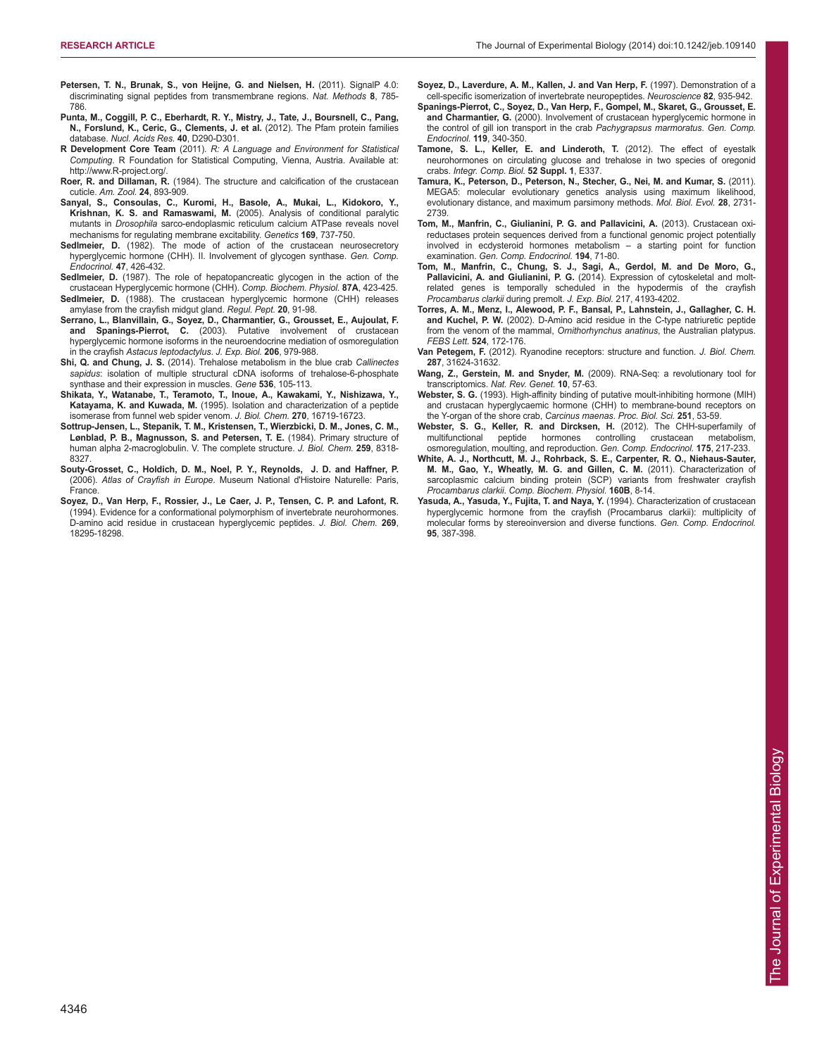**Petersen, T. N., Brunak, S., von Heijne, G. and Nielsen, H.** (2011). SignalP 4.0: discriminating signal peptides from transmembrane regions. *Nat. Methods* **8**, 785-786.

**Punta, M., Coggill, P. C., Eberhardt, R. Y., Mistry, J., Tate, J., Boursnell, C., Pang, N., Forslund, K., Ceric, G., Clements, J. et al.** (2012). The Pfam protein families database. *Nucl. Acids Res.* **40**, D290-D301.

**R Development Core Team** (2011). *R: A Language and Environment for Statistical Computing*. R Foundation for Statistical Computing, Vienna, Austria. Available at: http://www.R-project.org/.

**Roer, R. and Dillaman, R.** (1984). The structure and calcification of the crustacean cuticle. *Am. Zool.* **24**, 893-909.

**Sanyal, S., Consoulas, C., Kuromi, H., Basole, A., Mukai, L., Kidokoro, Y., Krishnan, K. S. and Ramaswami, M.** (2005). Analysis of conditional paralytic mutants in *Drosophila* sarco-endoplasmic reticulum calcium ATPase reveals novel mechanisms for regulating membrane excitability. *Genetics* **169**, 737-750.

**Sedlmeier, D.** (1982). The mode of action of the crustacean neurosecretory hyperglycemic hormone (CHH). II. Involvement of glycogen synthase. *Gen. Comp. Endocrinol.* **47**, 426-432.

**Sedlmeier, D.** (1987). The role of hepatopancreatic glycogen in the action of the crustacean Hyperglycemic hormone (CHH). *Comp. Biochem. Physiol.* **87A**, 423-425.

**Sedlmeier, D.** (1988). The crustacean hyperglycemic hormone (CHH) releases amylase from the crayfish midgut gland. *Regul. Pept.* **20**, 91-98.

**Serrano, L., Blanvillain, G., Soyez, D., Charmantier, G., Grousset, E., Aujoulat, F. and Spanings-Pierrot, C.** (2003). Putative involvement of crustacean hyperglycemic hormone isoforms in the neuroendocrine mediation of osmoregulation in the crayfish *Astacus leptodactylus*. *J. Exp. Biol.* **206**, 979-988.

**Shi, Q. and Chung, J. S.** (2014). Trehalose metabolism in the blue crab *Callinectes sapidus*: isolation of multiple structural cDNA isoforms of trehalose-6-phosphate synthase and their expression in muscles. *Gene* **536**, 105-113.

**Shikata, Y., Watanabe, T., Teramoto, T., Inoue, A., Kawakami, Y., Nishizawa, Y., Katayama, K. and Kuwada, M.** (1995). Isolation and characterization of a peptide isomerase from funnel web spider venom. *J. Biol. Chem.* **270**, 16719-16723.

**Sottrup-Jensen, L., Stepanik, T. M., Kristensen, T., Wierzbicki, D. M., Jones, C. M., Lønblad, P. B., Magnusson, S. and Petersen, T. E.** (1984). Primary structure of human alpha 2-macroglobulin. V. The complete structure. *J. Biol. Chem.* **259**, 8318-8327.

**Souty-Grosset, C., Holdich, D. M., Noel, P. Y., Reynolds, J. D. and Haffner, P.** (2006). *Atlas of Crayfish in Europe*. Museum National d'Histoire Naturelle: Paris, France.

**Soyez, D., Van Herp, F., Rossier, J., Le Caer, J. P., Tensen, C. P. and Lafont, R.** (1994). Evidence for a conformational polymorphism of invertebrate neurohormones. D-amino acid residue in crustacean hyperglycemic peptides. *J. Biol. Chem.* **269**, 18295-18298.

**Soyez, D., Laverdure, A. M., Kallen, J. and Van Herp, F.** (1997). Demonstration of a cell-specific isomerization of invertebrate neuropeptides. *Neuroscience* **82**, 935-942.

**Spanings-Pierrot, C., Soyez, D., Van Herp, F., Gompel, M., Skaret, G., Grousset, E. and Charmantier, G.** (2000). Involvement of crustacean hyperglycemic hormone in the control of gill ion transport in the crab *Pachygrapsus marmoratus*. *Gen. Comp. Endocrinol.* **119**, 340-350.

**Tamone, S. L., Keller, E. and Linderoth, T.** (2012). The effect of eyestalk neurohormones on circulating glucose and trehalose in two species of oregonid crabs. *Integr. Comp. Biol.* **52 Suppl. 1**, E337.

**Tamura, K., Peterson, D., Peterson, N., Stecher, G., Nei, M. and Kumar, S.** (2011). MEGA5: molecular evolutionary genetics analysis using maximum likelihood, evolutionary distance, and maximum parsimony methods. *Mol. Biol. Evol.* **28**, 2731-2739.

**Tom, M., Manfrin, C., Giulianini, P. G. and Pallavicini, A.** (2013). Crustacean oxi-reductases protein sequences derived from a functional genomic project potentially involved in ecdysteroid hormones metabolism – a starting point for function examination. *Gen. Comp. Endocrinol.* **194**, 71-80.

**Tom, M., Manfrin, C., Chung, S. J., Sagi, A., Gerdol, M. and De Moro, G., Pallavicini, A. and Giulianini, P. G.** (2014). Expression of cytoskeletal and molt-related genes is temporally scheduled in the hypodermis of the crayfish *Procambarus clarkii* during premolt. *J. Exp. Biol.* 217, 4193-4202.

**Torres, A. M., Menz, I., Alewood, P. F., Bansal, P., Lahnstein, J., Gallagher, C. H. and Kuchel, P. W.** (2002). D-Amino acid residue in the C-type natriuretic peptide from the venom of the mammal, *Ornithorhynchus anatinus*, the Australian platypus. *FEBS Lett.* **524**, 172-176.

**Van Petegem, F.** (2012). Ryanodine receptors: structure and function. *J. Biol. Chem.* **287**, 31624-31632.

**Wang, Z., Gerstein, M. and Snyder, M.** (2009). RNA-Seq: a revolutionary tool for transcriptomics. *Nat. Rev. Genet.* **10**, 57-63.

**Webster, S. G.** (1993). High-affinity binding of putative moult-inhibiting hormone (MIH) and crustacan hyperglycaemic hormone (CHH) to membrane-bound receptors on the Y-organ of the shore crab, *Carcinus maenas*. *Proc. Biol. Sci.* **251**, 53-59.

**Webster, S. G., Keller, R. and Dircksen, H.** (2012). The CHH-superfamily of multifunctional peptide hormones controlling crustacean metabolism, osmoregulation, moulting, and reproduction. *Gen. Comp. Endocrinol.* **175**, 217-233.

**White, A. J., Northcutt, M. J., Rohrback, S. E., Carpenter, R. O., Niehaus-Sauter, M. M., Gao, Y., Wheatly, M. G. and Gillen, C. M.** (2011). Characterization of sarcoplasmic calcium binding protein (SCP) variants from freshwater crayfish *Procambarus clarkii*. *Comp. Biochem. Physiol.* **160B**, 8-14.

**Yasuda, A., Yasuda, Y., Fujita, T. and Naya, Y.** (1994). Characterization of crustacean hyperglycemic hormone from the crayfish (Procambarus clarkii): multiplicity of molecular forms by stereoinversion and diverse functions. *Gen. Comp. Endocrinol.* **95**, 387-398.